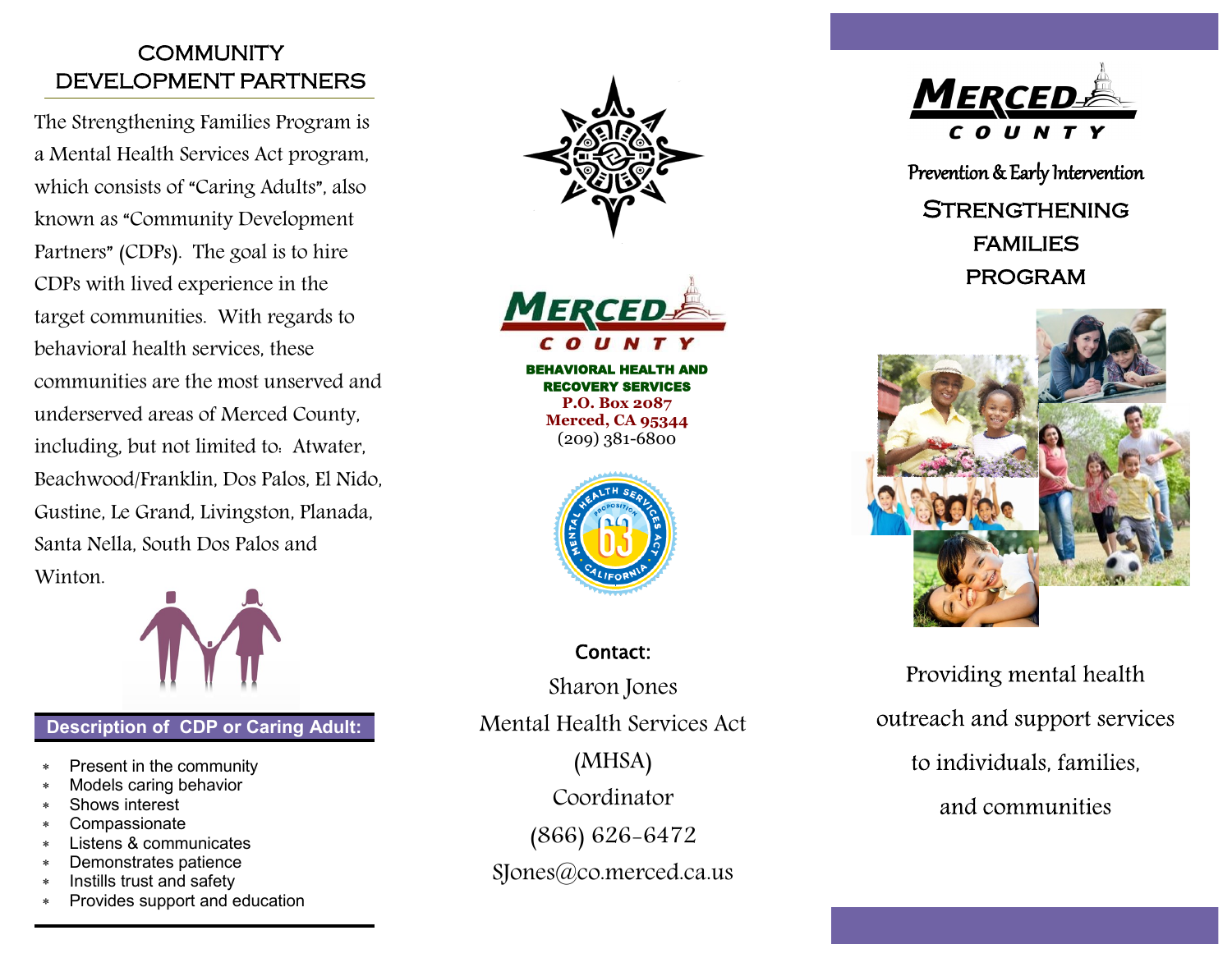## COMMUNITY DEVELOPMENT PARTNERS

The Strengthening Families Program is a Mental Health Services Act program, which consists of "Caring Adults", also known as "Community Development Partners" (CDPs). The goal is to hire CDPs with lived experience in the target communities. With regards to behavioral health services, these communities are the most unserved and underserved areas of Merced County, including, but not limited to: Atwater, Beachwood/Franklin, Dos Palos, El Nido, Gustine, Le Grand, Livingston, Planada, Santa Nella, South Dos Palos and Winton.

### Description of CDP or Caring Adult:

- Present in the community
- Models caring behavior
- Shows interest
- Compassionate
- Listens & communicates
- Demonstrates patience
- Instills trust and safety
- Provides support and education

MERCED COUNTY

**BEHAVIORAL HEALTH AND RECOVERY SERVICES**
**P.O. Box 2087**
**Merced, CA 95344**
(209) 381-6800

MENTAL HEALTH SERVICES ACT PROPOSITION 63 CALIFORNIA

**Contact:**
Sharon Jones
Mental Health Services Act (MHSA) Coordinator
(866) 626-6472
SJones@co.merced.ca.us

MERCED COUNTY

Prevention & Early Intervention

# STRENGTHENING FAMILIES PROGRAM

Providing mental health outreach and support services to individuals, families, and communities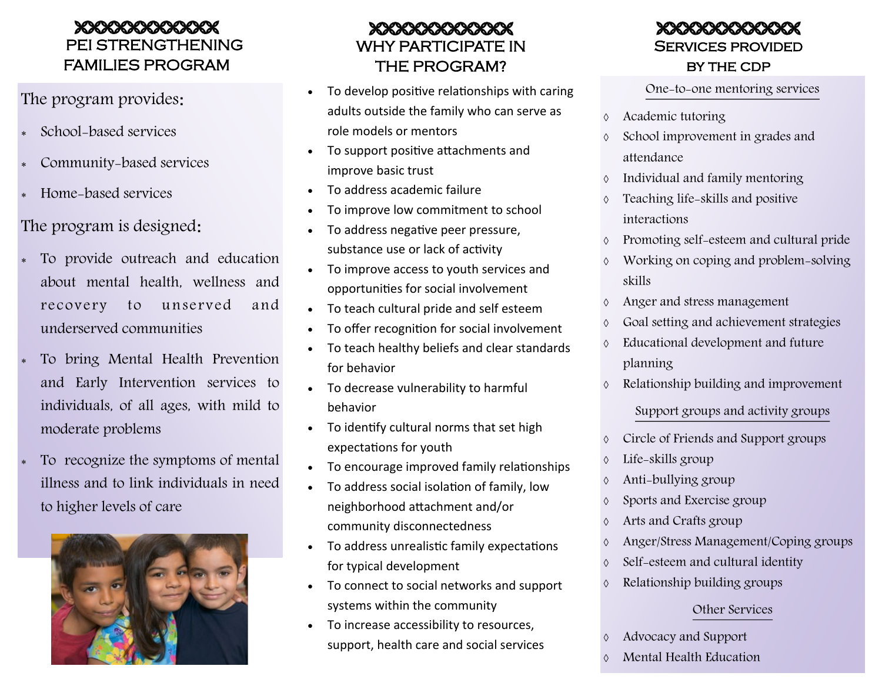## PEI STRENGTHENING FAMILIES PROGRAM

The program provides:

- School-based services
- Community-based services
- Home-based services

The program is designed:

- To provide outreach and education about mental health, wellness and recovery to unserved and underserved communities
- To bring Mental Health Prevention and Early Intervention services to individuals, of all ages, with mild to moderate problems
- To recognize the symptoms of mental illness and to link individuals in need to higher levels of care

## WHY PARTICIPATE IN THE PROGRAM?

- To develop positive relationships with caring adults outside the family who can serve as role models or mentors
- To support positive attachments and improve basic trust
- To address academic failure
- To improve low commitment to school
- To address negative peer pressure, substance use or lack of activity
- To improve access to youth services and opportunities for social involvement
- To teach cultural pride and self esteem
- To offer recognition for social involvement
- To teach healthy beliefs and clear standards for behavior
- To decrease vulnerability to harmful behavior
- To identify cultural norms that set high expectations for youth
- To encourage improved family relationships
- To address social isolation of family, low neighborhood attachment and/or community disconnectedness
- To address unrealistic family expectations for typical development
- To connect to social networks and support systems within the community
- To increase accessibility to resources, support, health care and social services

## SERVICES PROVIDED BY THE CDP

### One-to-one mentoring services

- Academic tutoring
- School improvement in grades and attendance
- Individual and family mentoring
- Teaching life-skills and positive interactions
- Promoting self-esteem and cultural pride
- Working on coping and problem-solving skills
- Anger and stress management
- Goal setting and achievement strategies
- Educational development and future planning
- Relationship building and improvement

### Support groups and activity groups

- Circle of Friends and Support groups
- Life-skills group
- Anti-bullying group
- Sports and Exercise group
- Arts and Crafts group
- Anger/Stress Management/Coping groups
- Self-esteem and cultural identity
- Relationship building groups

### Other Services

- Advocacy and Support
- Mental Health Education